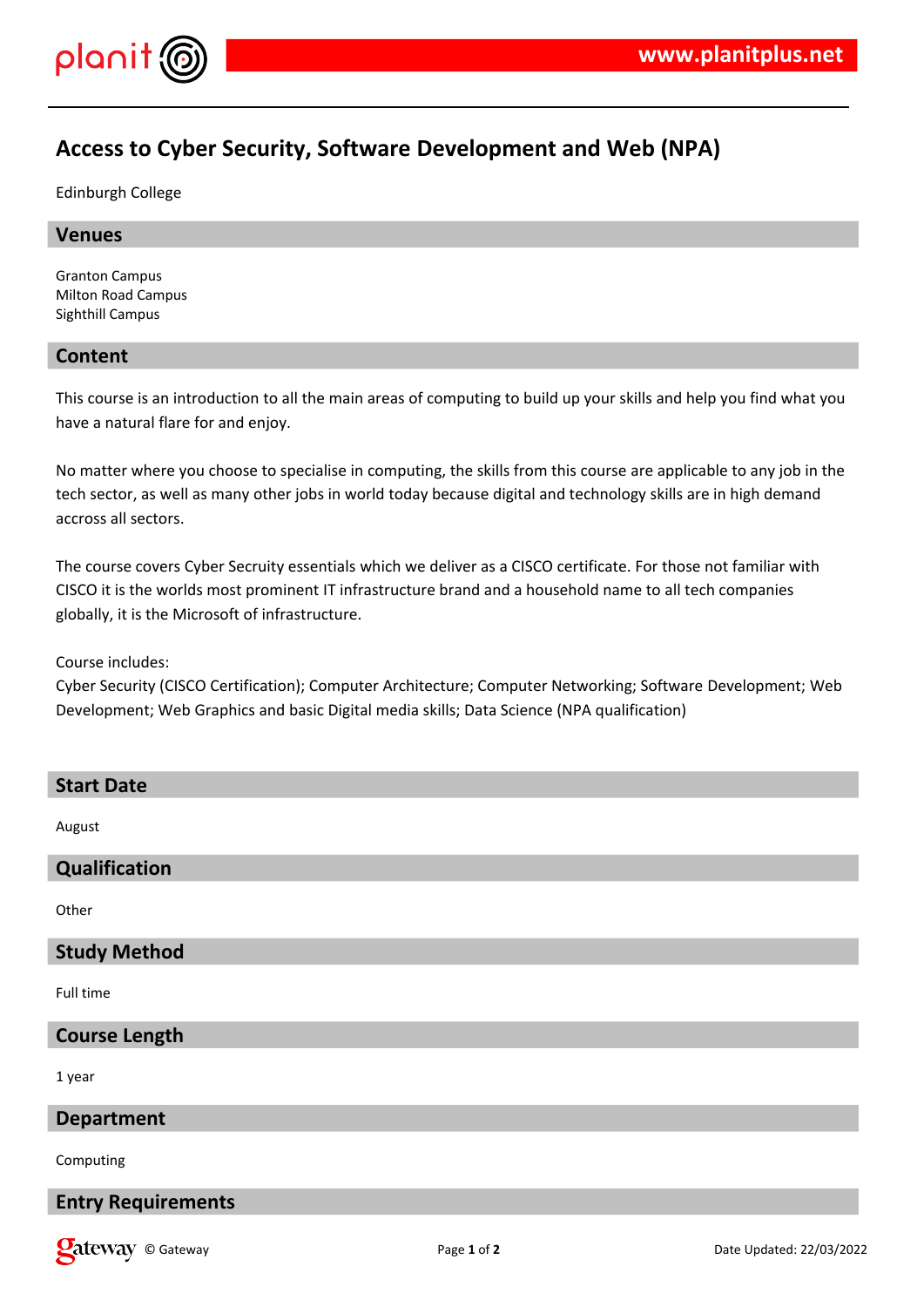# Access to Cyber Security, Software Development and Web (NPA)

Edinburgh College

## Venues

Granton Campus
Milton Road Campus
Sighthill Campus

## Content

This course is an introduction to all the main areas of computing to build up your skills and help you find what you have a natural flare for and enjoy.

No matter where you choose to specialise in computing, the skills from this course are applicable to any job in the tech sector, as well as many other jobs in world today because digital and technology skills are in high demand accross all sectors.

The course covers Cyber Secruity essentials which we deliver as a CISCO certificate. For those not familiar with CISCO it is the worlds most prominent IT infrastructure brand and a household name to all tech companies globally, it is the Microsoft of infrastructure.

Course includes:
Cyber Security (CISCO Certification); Computer Architecture; Computer Networking; Software Development; Web Development; Web Graphics and basic Digital media skills; Data Science (NPA qualification)

## Start Date

August

## Qualification

Other

## Study Method

Full time

## Course Length

1 year

## Department

Computing

## Entry Requirements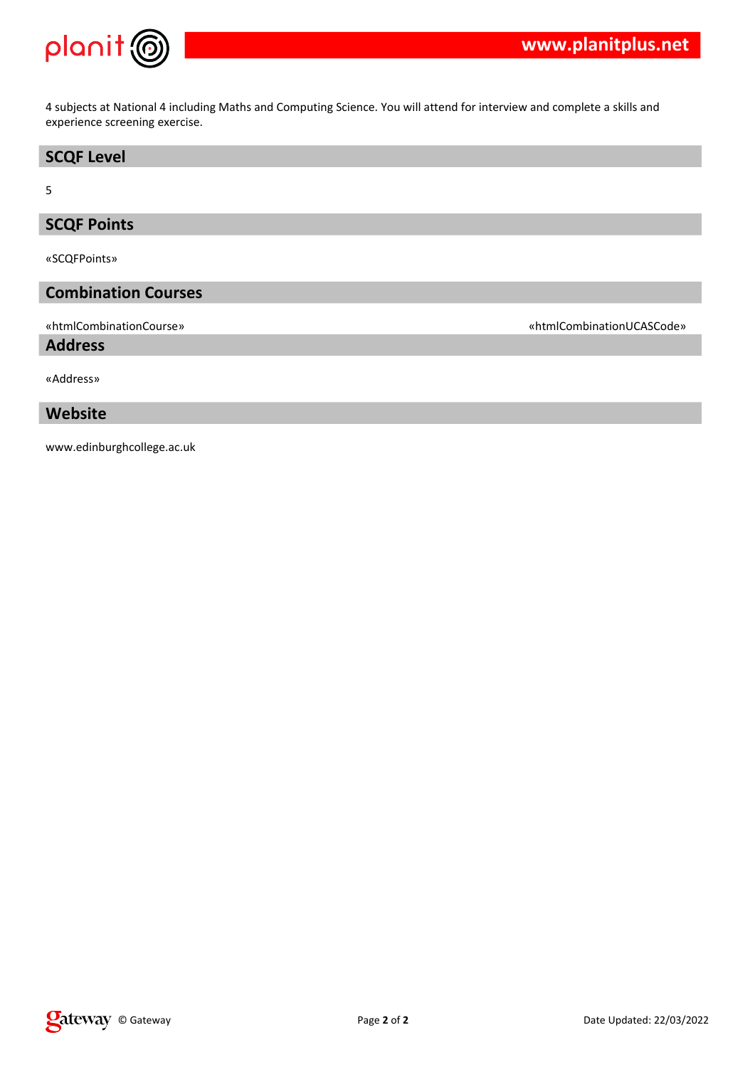4 subjects at National 4 including Maths and Computing Science. You will attend for interview and complete a skills and experience screening exercise.

## SCQF Level

5

## SCQF Points

«SCQFPoints»

## Combination Courses

«htmlCombinationCourse» «htmlCombinationUCASCode»

## Address

«Address»

## Website

www.edinburghcollege.ac.uk